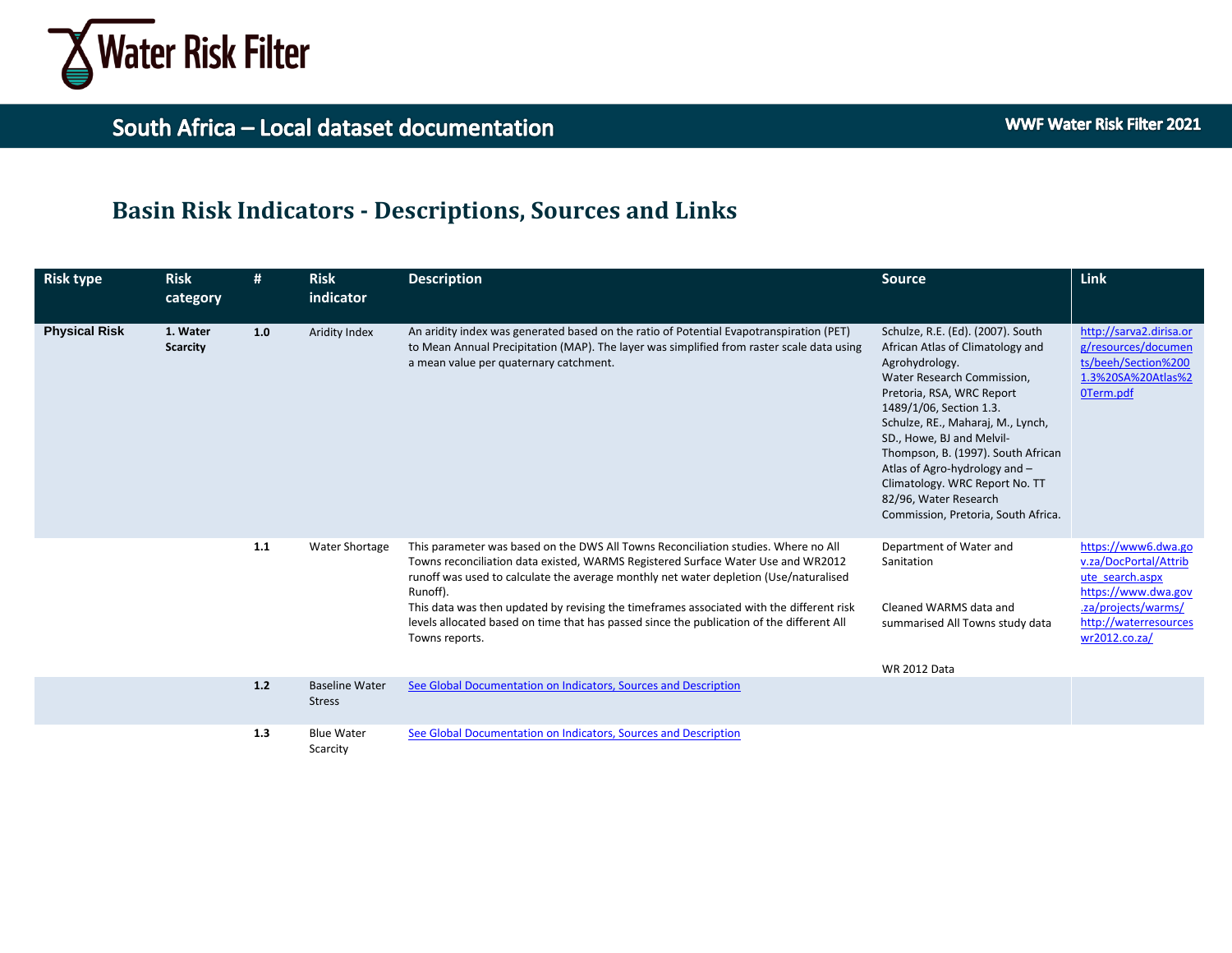# Water Risk Filter

## South Africa – Local dataset documentation

WWF Water Risk Filter 2021

## Basin Risk Indicators - Descriptions, Sources and Links

| Risk type | Risk category | # | Risk indicator | Description | Source | Link |
|---|---|---|---|---|---|---|
| **Physical Risk** | **1. Water Scarcity** | **1.0** | Aridity Index | An aridity index was generated based on the ratio of Potential Evapotranspiration (PET) to Mean Annual Precipitation (MAP). The layer was simplified from raster scale data using a mean value per quaternary catchment. | Schulze, R.E. (Ed). (2007). South African Atlas of Climatology and Agrohydrology. Water Research Commission, Pretoria, RSA, WRC Report 1489/1/06, Section 1.3. Schulze, RE., Maharaj, M., Lynch, SD., Howe, BJ and Melvil-Thompson, B. (1997). South African Atlas of Agro-hydrology and – Climatology. WRC Report No. TT 82/96, Water Research Commission, Pretoria, South Africa. | http://sarva2.dirisa.org/resources/documents/beeh/Section%2001.3%20SA%20Atlas%20Term.pdf |
| | | **1.1** | Water Shortage | This parameter was based on the DWS All Towns Reconciliation studies. Where no All Towns reconciliation data existed, WARMS Registered Surface Water Use and WR2012 runoff was used to calculate the average monthly net water depletion (Use/naturalised Runoff). This data was then updated by revising the timeframes associated with the different risk levels allocated based on time that has passed since the publication of the different All Towns reports. | Department of Water and Sanitation<br><br>Cleaned WARMS data and summarised All Towns study data<br><br>WR 2012 Data | https://www6.dwa.gov.za/DocPortal/Attribute_search.aspx https://www.dwa.gov.za/projects/warms/ http://waterresourceswr2012.co.za/ |
| | | **1.2** | Baseline Water Stress | See Global Documentation on Indicators, Sources and Description | | |
| | | **1.3** | Blue Water Scarcity | See Global Documentation on Indicators, Sources and Description | | |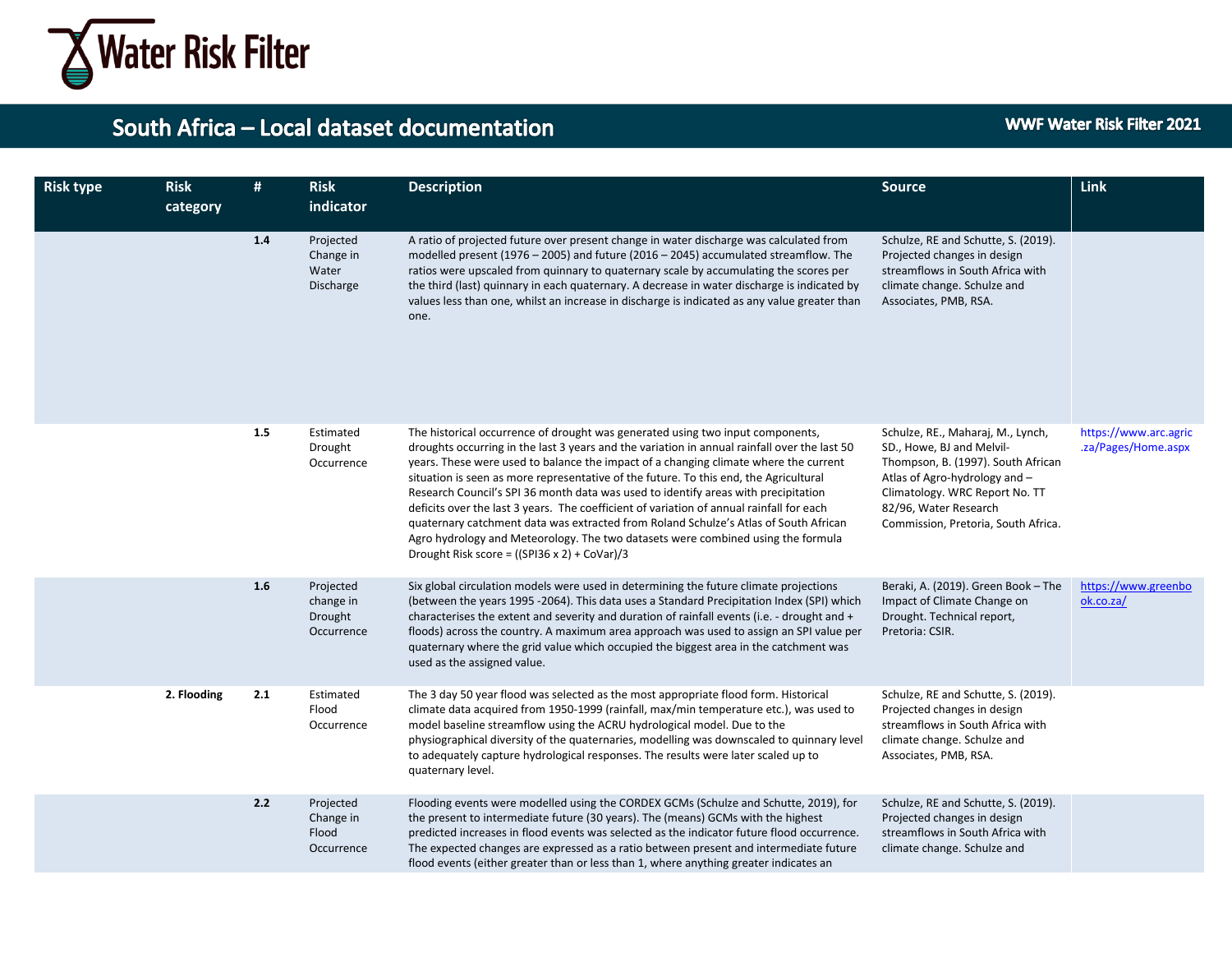| Risk type | Risk category | # | Risk indicator | Description | Source | Link |
|---|---|---|---|---|---|---|
| | | **1.4** | Projected Change in Water Discharge | A ratio of projected future over present change in water discharge was calculated from modelled present (1976 – 2005) and future (2016 – 2045) accumulated streamflow. The ratios were upscaled from quinnary to quaternary scale by accumulating the scores per the third (last) quinnary in each quaternary. A decrease in water discharge is indicated by values less than one, whilst an increase in discharge is indicated as any value greater than one. | Schulze, RE and Schutte, S. (2019). Projected changes in design streamflows in South Africa with climate change. Schulze and Associates, PMB, RSA. | |
| | | **1.5** | Estimated Drought Occurrence | The historical occurrence of drought was generated using two input components, droughts occurring in the last 3 years and the variation in annual rainfall over the last 50 years. These were used to balance the impact of a changing climate where the current situation is seen as more representative of the future. To this end, the Agricultural Research Council's SPI 36 month data was used to identify areas with precipitation deficits over the last 3 years. The coefficient of variation of annual rainfall for each quaternary catchment data was extracted from Roland Schulze's Atlas of South African Agro hydrology and Meteorology. The two datasets were combined using the formula Drought Risk score = ((SPI36 x 2) + CoVar)/3 | Schulze, RE., Maharaj, M., Lynch, SD., Howe, BJ and Melvil-Thompson, B. (1997). South African Atlas of Agro-hydrology and – Climatology. WRC Report No. TT 82/96, Water Research Commission, Pretoria, South Africa. | https://www.arc.agric.za/Pages/Home.aspx |
| | | **1.6** | Projected change in Drought Occurrence | Six global circulation models were used in determining the future climate projections (between the years 1995 -2064). This data uses a Standard Precipitation Index (SPI) which characterises the extent and severity and duration of rainfall events (i.e. - drought and + floods) across the country. A maximum area approach was used to assign an SPI value per quaternary where the grid value which occupied the biggest area in the catchment was used as the assigned value. | Beraki, A. (2019). Green Book – The Impact of Climate Change on Drought. Technical report, Pretoria: CSIR. | https://www.greenbook.co.za/ |
| | **2. Flooding** | **2.1** | Estimated Flood Occurrence | The 3 day 50 year flood was selected as the most appropriate flood form. Historical climate data acquired from 1950-1999 (rainfall, max/min temperature etc.), was used to model baseline streamflow using the ACRU hydrological model. Due to the physiographical diversity of the quaternaries, modelling was downscaled to quinnary level to adequately capture hydrological responses. The results were later scaled up to quaternary level. | Schulze, RE and Schutte, S. (2019). Projected changes in design streamflows in South Africa with climate change. Schulze and Associates, PMB, RSA. | |
| | | **2.2** | Projected Change in Flood Occurrence | Flooding events were modelled using the CORDEX GCMs (Schulze and Schutte, 2019), for the present to intermediate future (30 years). The (means) GCMs with the highest predicted increases in flood events was selected as the indicator future flood occurrence. The expected changes are expressed as a ratio between present and intermediate future flood events (either greater than or less than 1, where anything greater indicates an | Schulze, RE and Schutte, S. (2019). Projected changes in design streamflows in South Africa with climate change. Schulze and | |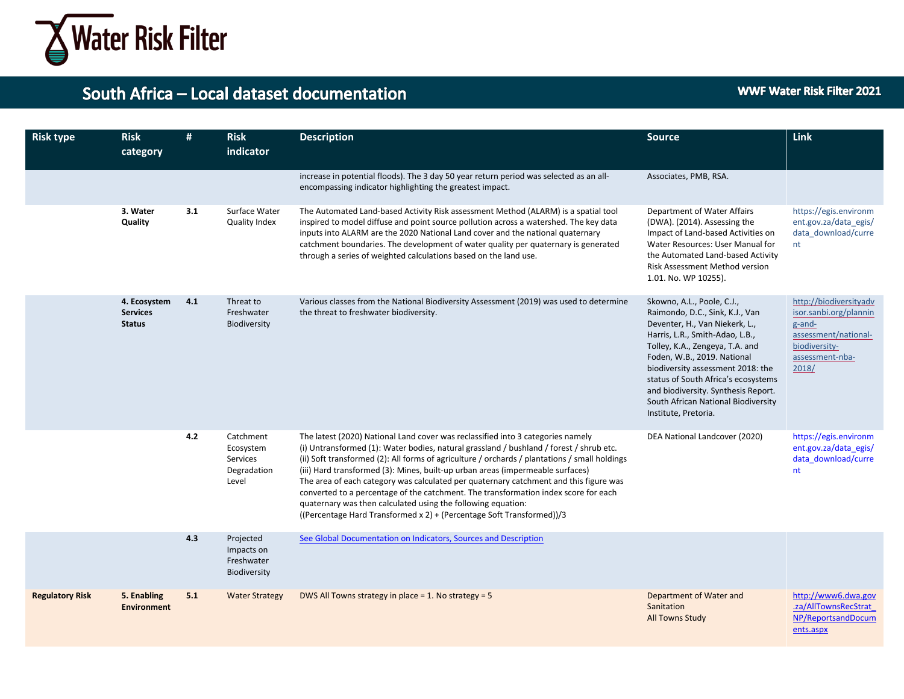| Risk type | Risk category | # | Risk indicator | Description | Source | Link |
|---|---|---|---|---|---|---|
| | | | | increase in potential floods). The 3 day 50 year return period was selected as an all-encompassing indicator highlighting the greatest impact. | Associates, PMB, RSA. | |
| | **3. Water Quality** | **3.1** | Surface Water Quality Index | The Automated Land-based Activity Risk assessment Method (ALARM) is a spatial tool inspired to model diffuse and point source pollution across a watershed. The key data inputs into ALARM are the 2020 National Land cover and the national quaternary catchment boundaries. The development of water quality per quaternary is generated through a series of weighted calculations based on the land use. | Department of Water Affairs (DWA). (2014). Assessing the Impact of Land-based Activities on Water Resources: User Manual for the Automated Land-based Activity Risk Assessment Method version 1.01. No. WP 10255). | https://egis.environment.gov.za/data_egis/data_download/current |
| | **4. Ecosystem Services Status** | **4.1** | Threat to Freshwater Biodiversity | Various classes from the National Biodiversity Assessment (2019) was used to determine the threat to freshwater biodiversity. | Skowno, A.L., Poole, C.J., Raimondo, D.C., Sink, K.J., Van Deventer, H., Van Niekerk, L., Harris, L.R., Smith-Adao, L.B., Tolley, K.A., Zengeya, T.A. and Foden, W.B., 2019. National biodiversity assessment 2018: the status of South Africa's ecosystems and biodiversity. Synthesis Report. South African National Biodiversity Institute, Pretoria. | http://biodiversityadvisor.sanbi.org/planning-and-assessment/national-biodiversity-assessment-nba-2018/ |
| | | **4.2** | Catchment Ecosystem Services Degradation Level | The latest (2020) National Land cover was reclassified into 3 categories namely<br>(i) Untransformed (1): Water bodies, natural grassland / bushland / forest / shrub etc.<br>(ii) Soft transformed (2): All forms of agriculture / orchards / plantations / small holdings<br>(iii) Hard transformed (3): Mines, built-up urban areas (impermeable surfaces)<br>The area of each category was calculated per quaternary catchment and this figure was converted to a percentage of the catchment. The transformation index score for each quaternary was then calculated using the following equation:<br>((Percentage Hard Transformed x 2) + (Percentage Soft Transformed))/3 | DEA National Landcover (2020) | https://egis.environment.gov.za/data_egis/data_download/current |
| | | **4.3** | Projected Impacts on Freshwater Biodiversity | See Global Documentation on Indicators, Sources and Description | | |
| **Regulatory Risk** | **5. Enabling Environment** | **5.1** | Water Strategy | DWS All Towns strategy in place = 1. No strategy = 5 | Department of Water and Sanitation<br>All Towns Study | http://www6.dwa.gov.za/AllTownsRecStrat_NP/ReportsandDocuments.aspx |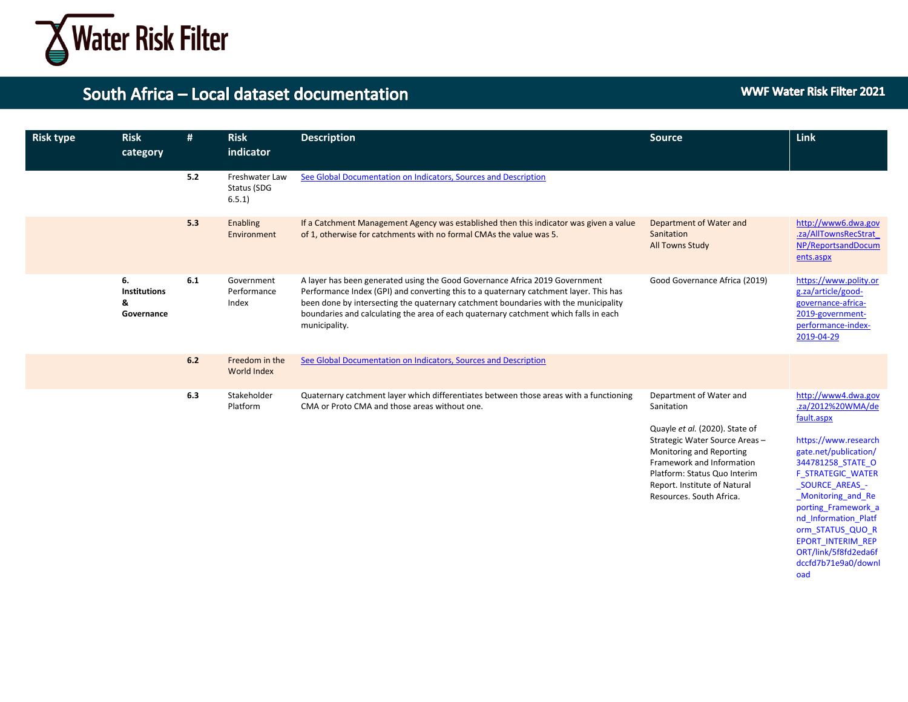# South Africa – Local dataset documentation

| Risk type | Risk category | # | Risk indicator | Description | Source | Link |
|---|---|---|---|---|---|---|
| | | 5.2 | Freshwater Law Status (SDG 6.5.1) | See Global Documentation on Indicators, Sources and Description | | |
| | | 5.3 | Enabling Environment | If a Catchment Management Agency was established then this indicator was given a value of 1, otherwise for catchments with no formal CMAs the value was 5. | Department of Water and Sanitation<br>All Towns Study | http://www6.dwa.gov.za/AllTownsRecStrat_NP/ReportsandDocuments.aspx |
| | **6. Institutions & Governance** | 6.1 | Government Performance Index | A layer has been generated using the Good Governance Africa 2019 Government Performance Index (GPI) and converting this to a quaternary catchment layer. This has been done by intersecting the quaternary catchment boundaries with the municipality boundaries and calculating the area of each quaternary catchment which falls in each municipality. | Good Governance Africa (2019) | https://www.polity.org.za/article/good-governance-africa-2019-government-performance-index-2019-04-29 |
| | | 6.2 | Freedom in the World Index | See Global Documentation on Indicators, Sources and Description | | |
| | | 6.3 | Stakeholder Platform | Quaternary catchment layer which differentiates between those areas with a functioning CMA or Proto CMA and those areas without one. | Department of Water and Sanitation<br><br>Quayle *et al.* (2020). State of Strategic Water Source Areas – Monitoring and Reporting Framework and Information Platform: Status Quo Interim Report. Institute of Natural Resources. South Africa. | http://www4.dwa.gov.za/2012%20WMA/default.aspx<br><br>https://www.researchgate.net/publication/344781258_STATE_OF_STRATEGIC_WATER_SOURCE_AREAS_-_Monitoring_and_Reporting_Framework_and_Information_Platform_STATUS_QUO_REPORT_INTERIM_REPORT/link/5f8fd2eda6fdccfd7b71e9a0/download |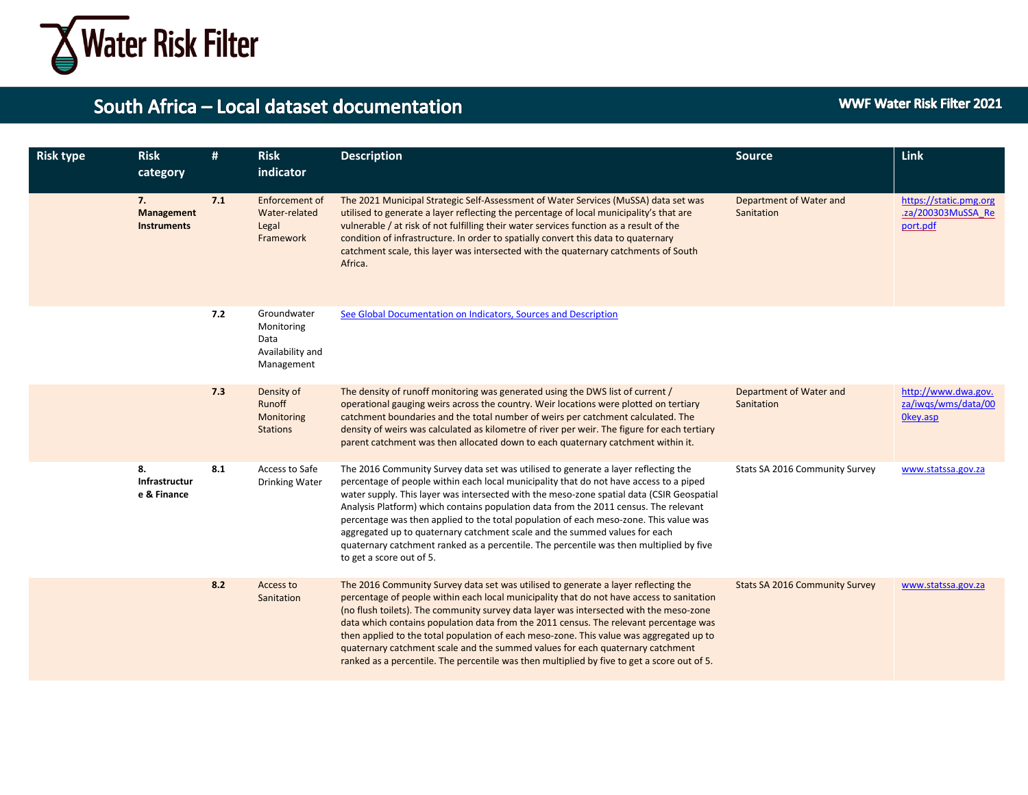# South Africa – Local dataset documentation

WWF Water Risk Filter 2021

| Risk type | Risk category | # | Risk indicator | Description | Source | Link |
|---|---|---|---|---|---|---|
| | **7. Management Instruments** | **7.1** | Enforcement of Water-related Legal Framework | The 2021 Municipal Strategic Self-Assessment of Water Services (MuSSA) data set was utilised to generate a layer reflecting the percentage of local municipality's that are vulnerable / at risk of not fulfilling their water services function as a result of the condition of infrastructure. In order to spatially convert this data to quaternary catchment scale, this layer was intersected with the quaternary catchments of South Africa. | Department of Water and Sanitation | https://static.pmg.org.za/200303MuSSA_Report.pdf |
| | | **7.2** | Groundwater Monitoring Data Availability and Management | See Global Documentation on Indicators, Sources and Description | | |
| | | **7.3** | Density of Runoff Monitoring Stations | The density of runoff monitoring was generated using the DWS list of current / operational gauging weirs across the country. Weir locations were plotted on tertiary catchment boundaries and the total number of weirs per catchment calculated. The density of weirs was calculated as kilometre of river per weir. The figure for each tertiary parent catchment was then allocated down to each quaternary catchment within it. | Department of Water and Sanitation | http://www.dwa.gov.za/iwqs/wms/data/000key.asp |
| | **8. Infrastructure & Finance** | **8.1** | Access to Safe Drinking Water | The 2016 Community Survey data set was utilised to generate a layer reflecting the percentage of people within each local municipality that do not have access to a piped water supply. This layer was intersected with the meso-zone spatial data (CSIR Geospatial Analysis Platform) which contains population data from the 2011 census. The relevant percentage was then applied to the total population of each meso-zone. This value was aggregated up to quaternary catchment scale and the summed values for each quaternary catchment ranked as a percentile. The percentile was then multiplied by five to get a score out of 5. | Stats SA 2016 Community Survey | www.statssa.gov.za |
| | | **8.2** | Access to Sanitation | The 2016 Community Survey data set was utilised to generate a layer reflecting the percentage of people within each local municipality that do not have access to sanitation (no flush toilets). The community survey data layer was intersected with the meso-zone data which contains population data from the 2011 census. The relevant percentage was then applied to the total population of each meso-zone. This value was aggregated up to quaternary catchment scale and the summed values for each quaternary catchment ranked as a percentile. The percentile was then multiplied by five to get a score out of 5. | Stats SA 2016 Community Survey | www.statssa.gov.za |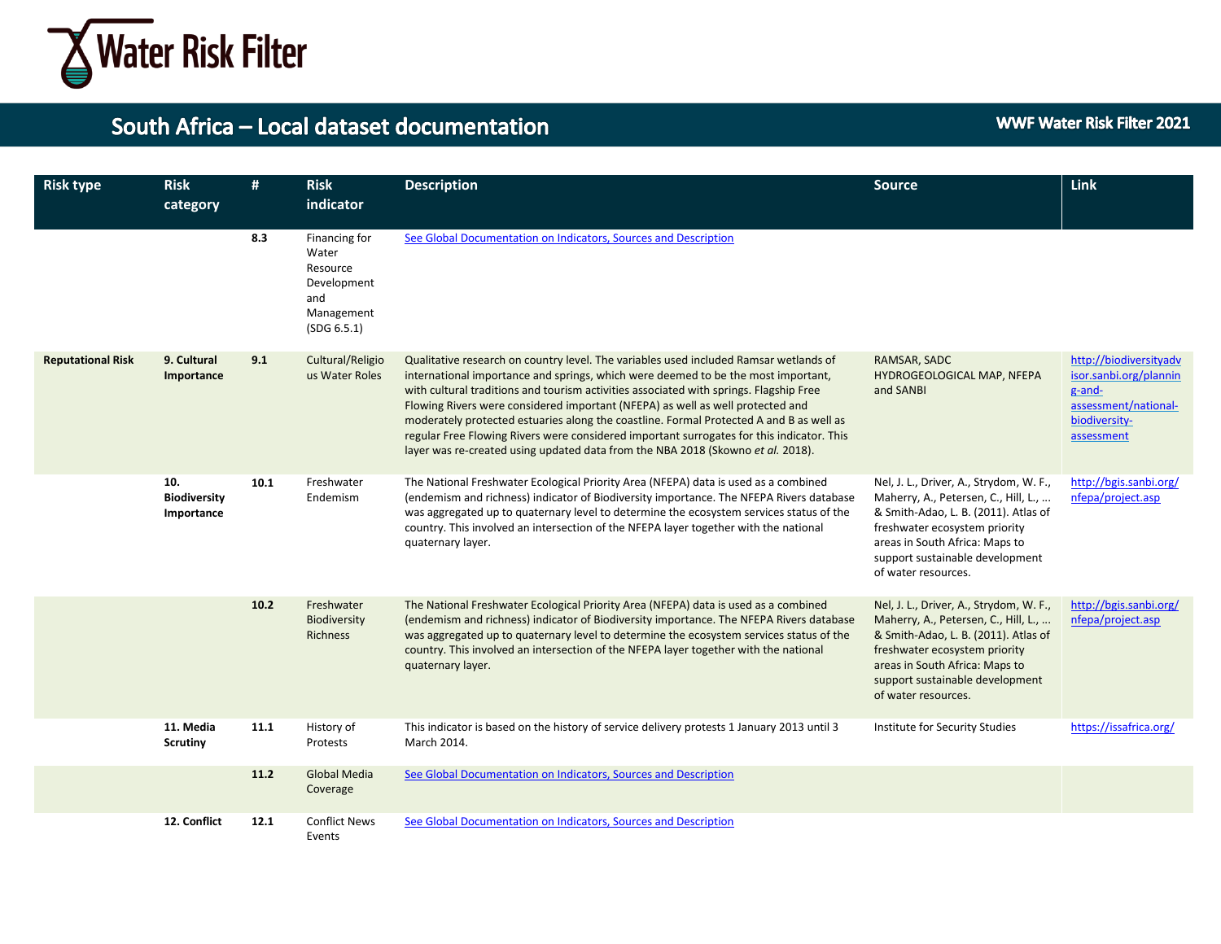| Risk type | Risk category | # | Risk indicator | Description | Source | Link |
|---|---|---|---|---|---|---|
| | | **8.3** | Financing for Water Resource Development and Management (SDG 6.5.1) | See Global Documentation on Indicators, Sources and Description | | |
| **Reputational Risk** | **9. Cultural Importance** | **9.1** | Cultural/Religious Water Roles | Qualitative research on country level. The variables used included Ramsar wetlands of international importance and springs, which were deemed to be the most important, with cultural traditions and tourism activities associated with springs. Flagship Free Flowing Rivers were considered important (NFEPA) as well as well protected and moderately protected estuaries along the coastline. Formal Protected A and B as well as regular Free Flowing Rivers were considered important surrogates for this indicator. This layer was re-created using updated data from the NBA 2018 (Skowno *et al.* 2018). | RAMSAR, SADC HYDROGEOLOGICAL MAP, NFEPA and SANBI | http://biodiversityadvisor.sanbi.org/planning-and-assessment/national-biodiversity-assessment |
| | **10. Biodiversity Importance** | **10.1** | Freshwater Endemism | The National Freshwater Ecological Priority Area (NFEPA) data is used as a combined (endemism and richness) indicator of Biodiversity importance. The NFEPA Rivers database was aggregated up to quaternary level to determine the ecosystem services status of the country. This involved an intersection of the NFEPA layer together with the national quaternary layer. | Nel, J. L., Driver, A., Strydom, W. F., Maherry, A., Petersen, C., Hill, L., ... & Smith-Adao, L. B. (2011). Atlas of freshwater ecosystem priority areas in South Africa: Maps to support sustainable development of water resources. | http://bgis.sanbi.org/nfepa/project.asp |
| | | **10.2** | Freshwater Biodiversity Richness | The National Freshwater Ecological Priority Area (NFEPA) data is used as a combined (endemism and richness) indicator of Biodiversity importance. The NFEPA Rivers database was aggregated up to quaternary level to determine the ecosystem services status of the country. This involved an intersection of the NFEPA layer together with the national quaternary layer. | Nel, J. L., Driver, A., Strydom, W. F., Maherry, A., Petersen, C., Hill, L., ... & Smith-Adao, L. B. (2011). Atlas of freshwater ecosystem priority areas in South Africa: Maps to support sustainable development of water resources. | http://bgis.sanbi.org/nfepa/project.asp |
| | **11. Media Scrutiny** | **11.1** | History of Protests | This indicator is based on the history of service delivery protests 1 January 2013 until 3 March 2014. | Institute for Security Studies | https://issafrica.org/ |
| | | **11.2** | Global Media Coverage | See Global Documentation on Indicators, Sources and Description | | |
| | **12. Conflict** | **12.1** | Conflict News Events | See Global Documentation on Indicators, Sources and Description | | |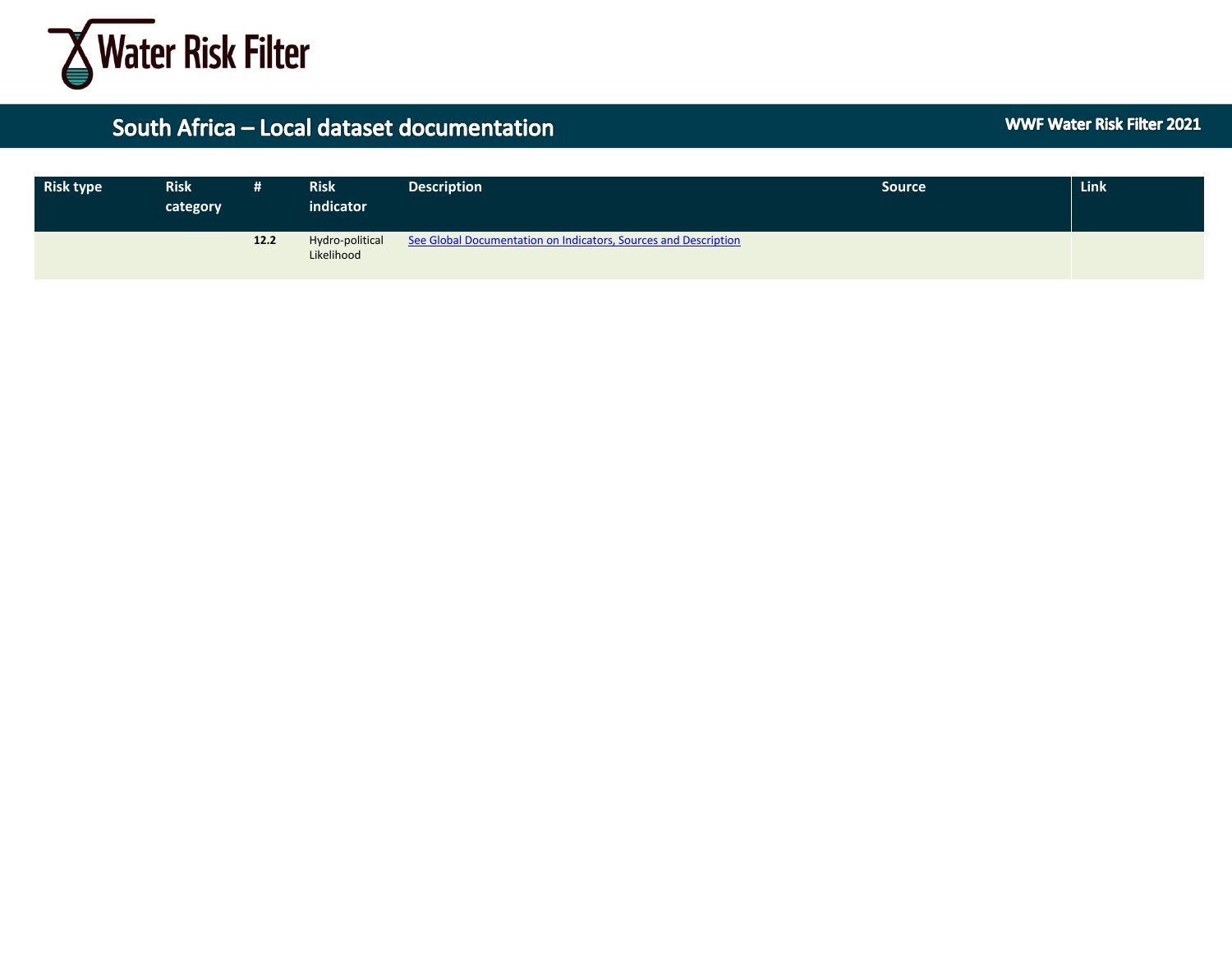| Risk type | Risk category | # | Risk indicator | Description | Source | Link |
|---|---|---|---|---|---|---|
| | | **12.2** | Hydro-political Likelihood | See Global Documentation on Indicators, Sources and Description | | |